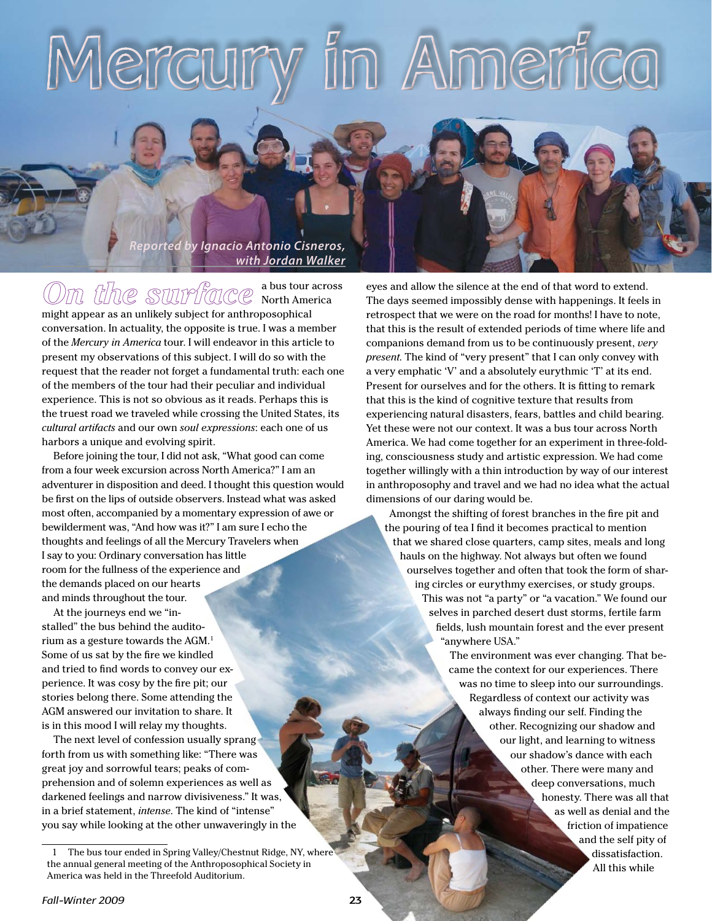# Mercury in America

*Reported by Ignacio Antonio Cisneros, with Jordan Walker*

*On the surface* a bus tour across North America might appear as an unlikely subject for anthroposophical conversation. In actuality, the opposite is true. I was a member of the *Mercury in America* tour. I will endeavor in this article to present my observations of this subject. I will do so with the request that the reader not forget a fundamental truth: each one of the members of the tour had their peculiar and individual experience. This is not so obvious as it reads. Perhaps this is the truest road we traveled while crossing the United States, its *cultural artifacts* and our own *soul expressions*: each one of us harbors a unique and evolving spirit.

Before joining the tour, I did not ask, "What good can come from a four week excursion across North America?" I am an adventurer in disposition and deed. I thought this question would be first on the lips of outside observers. Instead what was asked most often, accompanied by a momentary expression of awe or bewilderment was, "And how was it?" I am sure I echo the thoughts and feelings of all the Mercury Travelers when I say to you: Ordinary conversation has little room for the fullness of the experience and the demands placed on our hearts and minds throughout the tour.

At the journeys end we "installed" the bus behind the auditorium as a gesture towards the AGM.[1] Some of us sat by the fire we kindled and tried to find words to convey our experience. It was cosy by the fire pit; our stories belong there. Some attending the AGM answered our invitation to share. It is in this mood I will relay my thoughts.

The next level of confession usually sprang forth from us with something like: "There was great joy and sorrowful tears; peaks of comprehension and of solemn experiences as well as darkened feelings and narrow divisiveness." It was, in a brief statement, *intense*. The kind of "intense" you say while looking at the other unwaveringly in the eyes and allow the silence at the end of that word to extend. The days seemed impossibly dense with happenings. It feels in retrospect that we were on the road for months! I have to note, that this is the result of extended periods of time where life and companions demand from us to be continuously present, *very present*. The kind of "very present" that I can only convey with a very emphatic 'V' and a absolutely eurythmic 'T' at its end. Present for ourselves and for the others. It is fitting to remark that this is the kind of cognitive texture that results from experiencing natural disasters, fears, battles and child bearing. Yet these were not our context. It was a bus tour across North America. We had come together for an experiment in three-folding, consciousness study and artistic expression. We had come together willingly with a thin introduction by way of our interest in anthroposophy and travel and we had no idea what the actual dimensions of our daring would be.

Amongst the shifting of forest branches in the fire pit and the pouring of tea I find it becomes practical to mention that we shared close quarters, camp sites, meals and long hauls on the highway. Not always but often we found ourselves together and often that took the form of sharing circles or eurythmy exercises, or study groups. This was not "a party" or "a vacation." We found our selves in parched desert dust storms, fertile farm fields, lush mountain forest and the ever present "anywhere USA."

The environment was ever changing. That became the context for our experiences. There was no time to sleep into our surroundings. Regardless of context our activity was always finding our self. Finding the other. Recognizing our shadow and our light, and learning to witness our shadow's dance with each other. There were many and deep conversations, much honesty. There was all that as well as denial and the friction of impatience and the self pity of dissatisfaction. All this while

---

1 The bus tour ended in Spring Valley/Chestnut Ridge, NY, where the annual general meeting of the Anthroposophical Society in America was held in the Threefold Auditorium.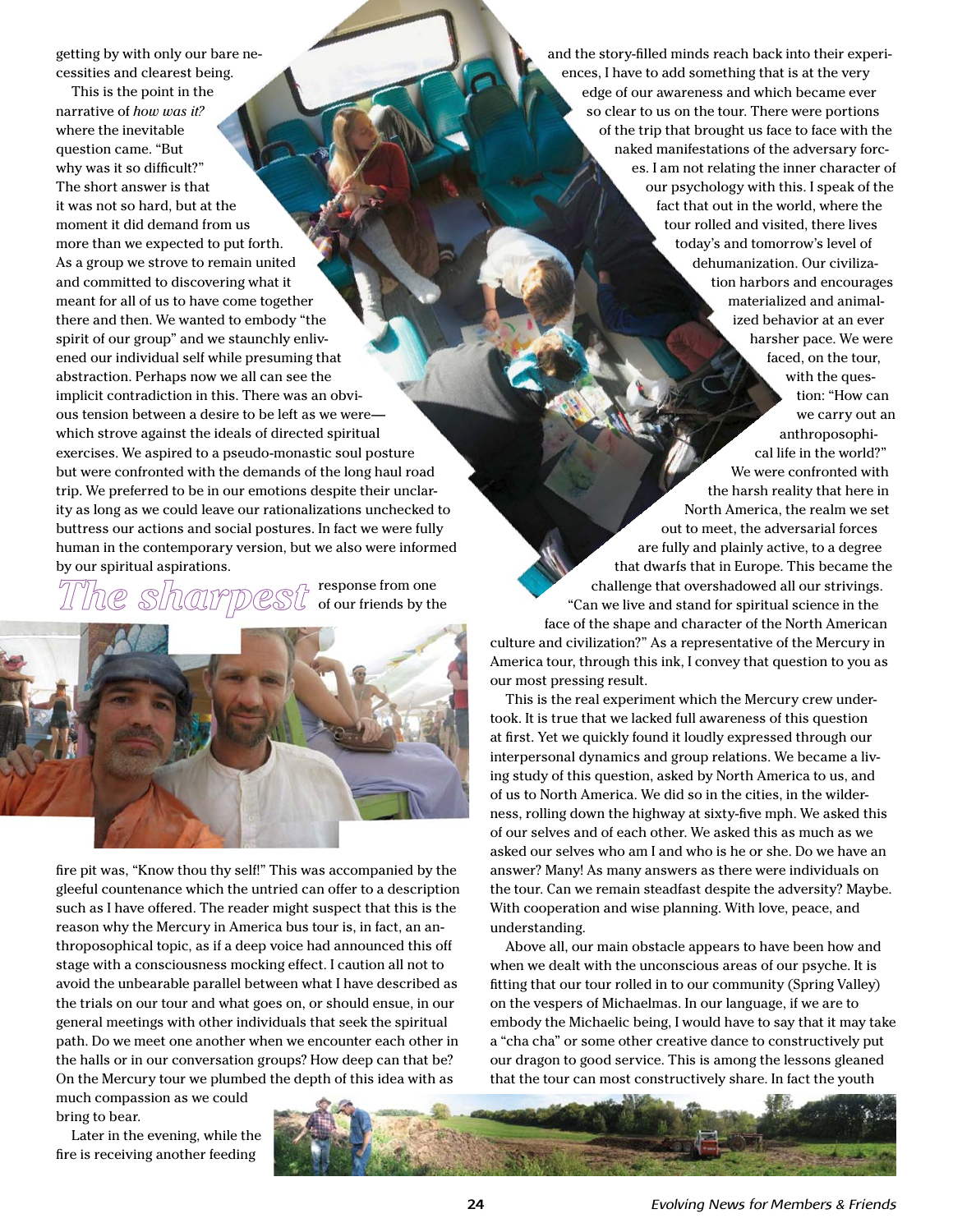getting by with only our bare necessities and clearest being.

This is the point in the narrative of *how was it?* where the inevitable question came. "But why was it so difficult?" The short answer is that it was not so hard, but at the moment it did demand from us more than we expected to put forth. As a group we strove to remain united and committed to discovering what it meant for all of us to have come together there and then. We wanted to embody "the spirit of our group" and we staunchly enlivened our individual self while presuming that abstraction. Perhaps now we all can see the implicit contradiction in this. There was an obvious tension between a desire to be left as we were—which strove against the ideals of directed spiritual exercises. We aspired to a pseudo-monastic soul posture but were confronted with the demands of the long haul road trip. We preferred to be in our emotions despite their unclarity as long as we could leave our rationalizations unchecked to buttress our actions and social postures. In fact we were fully human in the contemporary version, but we also were informed by our spiritual aspirations.

The sharpest response from one of our friends by the fire pit was, "Know thou thy self!" This was accompanied by the gleeful countenance which the untried can offer to a description such as I have offered. The reader might suspect that this is the reason why the Mercury in America bus tour is, in fact, an anthroposophical topic, as if a deep voice had announced this off stage with a consciousness mocking effect. I caution all not to avoid the unbearable parallel between what I have described as the trials on our tour and what goes on, or should ensue, in our general meetings with other individuals that seek the spiritual path. Do we meet one another when we encounter each other in the halls or in our conversation groups? How deep can that be? On the Mercury tour we plumbed the depth of this idea with as much compassion as we could bring to bear.

Later in the evening, while the fire is receiving another feeding and the story-filled minds reach back into their experiences, I have to add something that is at the very edge of our awareness and which became ever so clear to us on the tour. There were portions of the trip that brought us face to face with the naked manifestations of the adversary forces. I am not relating the inner character of our psychology with this. I speak of the fact that out in the world, where the tour rolled and visited, there lives today's and tomorrow's level of dehumanization. Our civilization harbors and encourages materialized and animalized behavior at an ever harsher pace. We were faced, on the tour, with the question: "How can we carry out an anthroposophical life in the world?" We were confronted with the harsh reality that here in North America, the realm we set out to meet, the adversarial forces are fully and plainly active, to a degree that dwarfs that in Europe. This became the challenge that overshadowed all our strivings. "Can we live and stand for spiritual science in the face of the shape and character of the North American culture and civilization?" As a representative of the Mercury in America tour, through this ink, I convey that question to you as our most pressing result.

This is the real experiment which the Mercury crew undertook. It is true that we lacked full awareness of this question at first. Yet we quickly found it loudly expressed through our interpersonal dynamics and group relations. We became a living study of this question, asked by North America to us, and of us to North America. We did so in the cities, in the wilderness, rolling down the highway at sixty-five mph. We asked this of our selves and of each other. We asked this as much as we asked our selves who am I and who is he or she. Do we have an answer? Many! As many answers as there were individuals on the tour. Can we remain steadfast despite the adversity? Maybe. With cooperation and wise planning. With love, peace, and understanding.

Above all, our main obstacle appears to have been how and when we dealt with the unconscious areas of our psyche. It is fitting that our tour rolled in to our community (Spring Valley) on the vespers of Michaelmas. In our language, if we are to embody the Michaelic being, I would have to say that it may take a "cha cha" or some other creative dance to constructively put our dragon to good service. This is among the lessons gleaned that the tour can most constructively share. In fact the youth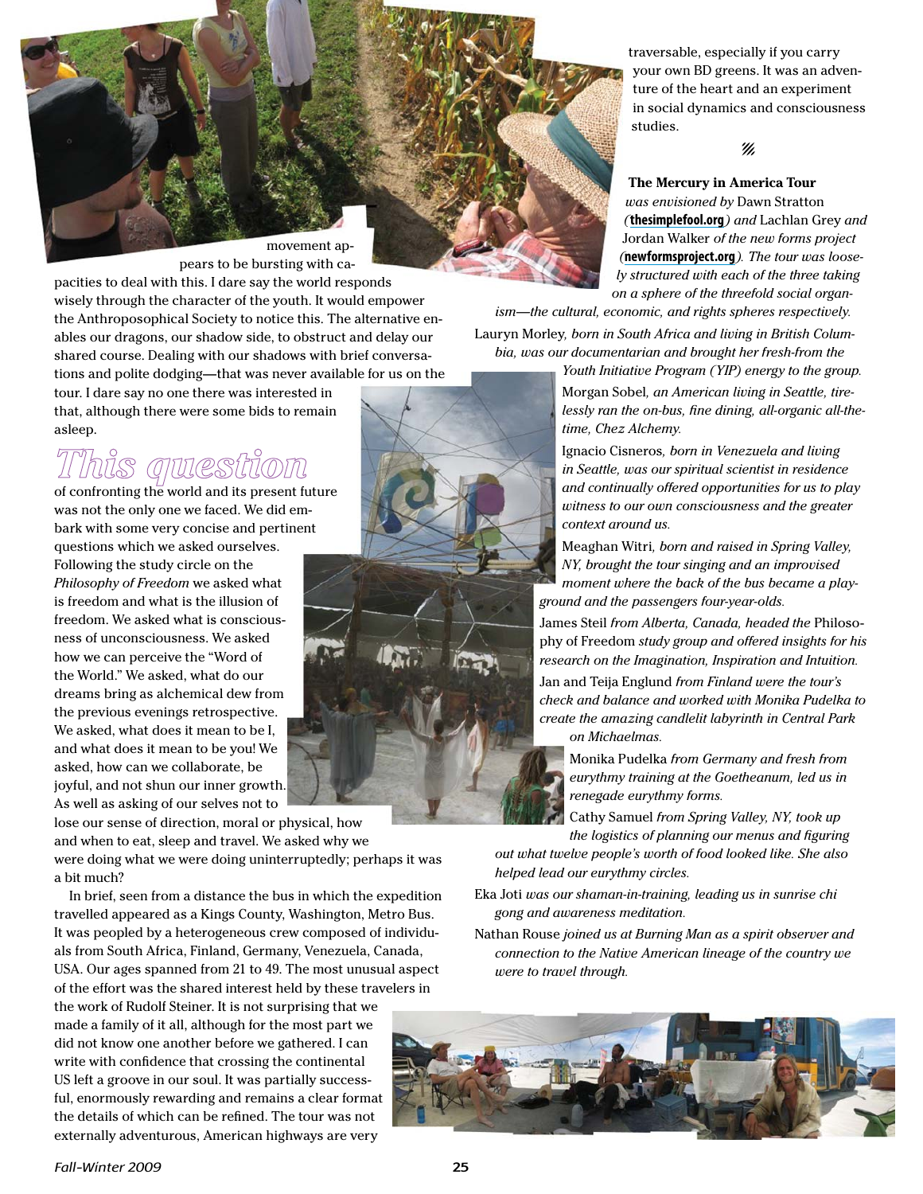movement appears to be bursting with capacities to deal with this. I dare say the world responds wisely through the character of the youth. It would empower the Anthroposophical Society to notice this. The alternative enables our dragons, our shadow side, to obstruct and delay our shared course. Dealing with our shadows with brief conversations and polite dodging—that was never available for us on the tour. I dare say no one there was interested in that, although there were some bids to remain asleep.

## This question

of confronting the world and its present future was not the only one we faced. We did embark with some very concise and pertinent questions which we asked ourselves. Following the study circle on the *Philosophy of Freedom* we asked what is freedom and what is the illusion of freedom. We asked what is consciousness of unconsciousness. We asked how we can perceive the "Word of the World." We asked, what do our dreams bring as alchemical dew from the previous evenings retrospective. We asked, what does it mean to be I, and what does it mean to be you! We asked, how can we collaborate, be joyful, and not shun our inner growth. As well as asking of our selves not to lose our sense of direction, moral or physical, how and when to eat, sleep and travel. We asked why we were doing what we were doing uninterruptedly; perhaps it was a bit much?

In brief, seen from a distance the bus in which the expedition travelled appeared as a Kings County, Washington, Metro Bus. It was peopled by a heterogeneous crew composed of individuals from South Africa, Finland, Germany, Venezuela, Canada, USA. Our ages spanned from 21 to 49. The most unusual aspect of the effort was the shared interest held by these travelers in the work of Rudolf Steiner. It is not surprising that we made a family of it all, although for the most part we did not know one another before we gathered. I can write with confidence that crossing the continental US left a groove in our soul. It was partially successful, enormously rewarding and remains a clear format the details of which can be refined. The tour was not externally adventurous, American highways are very traversable, especially if you carry your own BD greens. It was an adventure of the heart and an experiment in social dynamics and consciousness studies.

**The Mercury in America Tour** *was envisioned by* Dawn Stratton *(***thesimplefool.org***) and* Lachlan Grey *and* Jordan Walker *of the new forms project (***newformsproject.org***). The tour was loosely structured with each of the three taking on a sphere of the threefold social organism—the cultural, economic, and rights spheres respectively.*

Lauryn Morley*, born in South Africa and living in British Columbia, was our documentarian and brought her fresh-from the Youth Initiative Program (YIP) energy to the group.*

Morgan Sobel*, an American living in Seattle, tirelessly ran the on-bus, fine dining, all-organic all-the-time, Chez Alchemy.*

Ignacio Cisneros*, born in Venezuela and living in Seattle, was our spiritual scientist in residence and continually offered opportunities for us to play witness to our own consciousness and the greater context around us.*

Meaghan Witri*, born and raised in Spring Valley, NY, brought the tour singing and an improvised moment where the back of the bus became a playground and the passengers four-year-olds.*

James Steil *from Alberta, Canada, headed the* Philosophy of Freedom *study group and offered insights for his research on the Imagination, Inspiration and Intuition.*

Jan and Teija Englund *from Finland were the tour's check and balance and worked with Monika Pudelka to create the amazing candlelit labyrinth in Central Park on Michaelmas.*

Monika Pudelka *from Germany and fresh from eurythmy training at the Goetheanum, led us in renegade eurythmy forms.*

Cathy Samuel *from Spring Valley, NY, took up the logistics of planning our menus and figuring out what twelve people's worth of food looked like. She also helped lead our eurythmy circles.*

Eka Joti *was our shaman-in-training, leading us in sunrise chi gong and awareness meditation.*

Nathan Rouse *joined us at Burning Man as a spirit observer and connection to the Native American lineage of the country we were to travel through.*